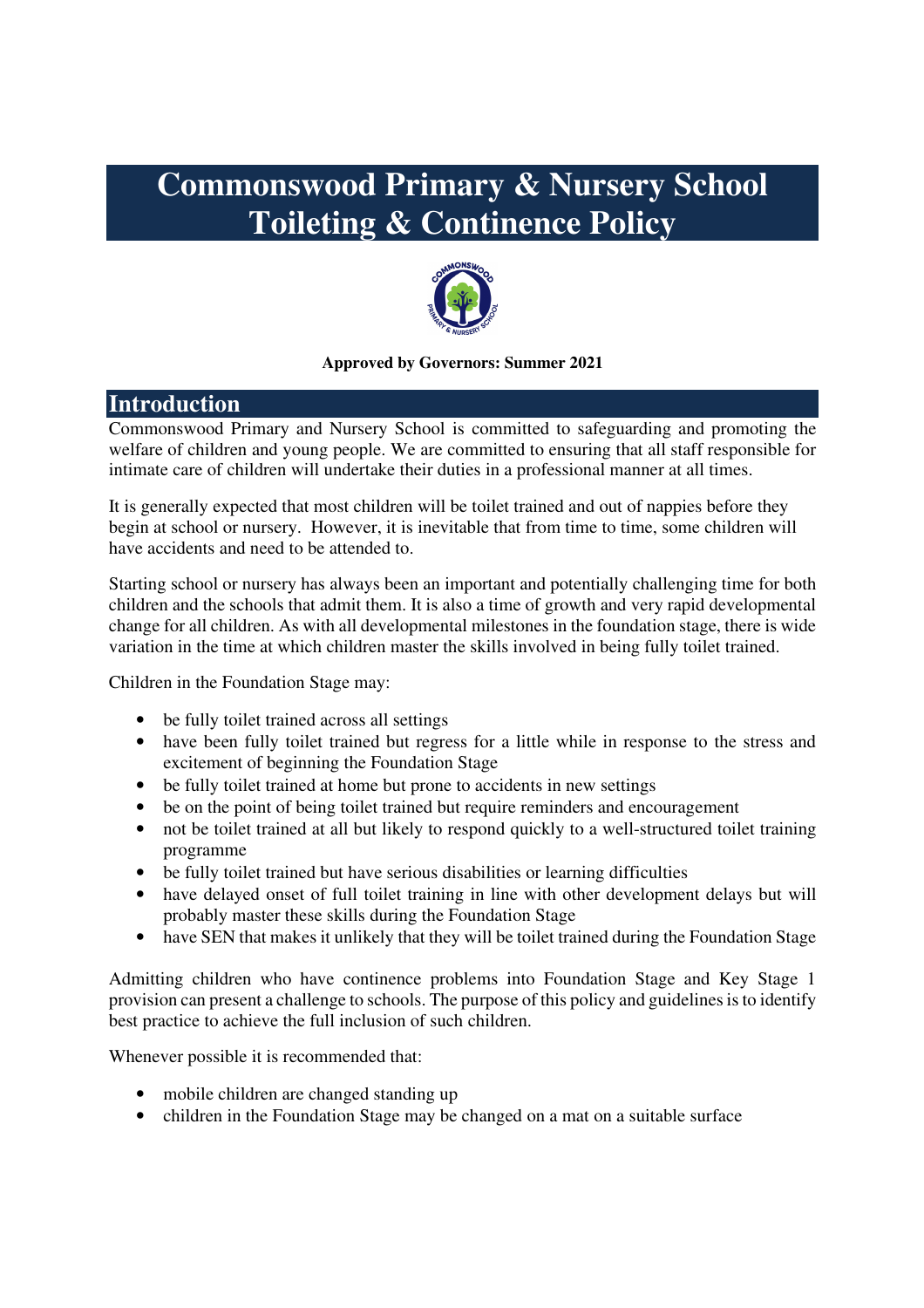# Commonswood Primary & Nursery School Toileting & Continence Policy

**Approved by Governors: Summer 2021**

## Introduction

Commonswood Primary and Nursery School is committed to safeguarding and promoting the welfare of children and young people. We are committed to ensuring that all staff responsible for intimate care of children will undertake their duties in a professional manner at all times.

It is generally expected that most children will be toilet trained and out of nappies before they begin at school or nursery. However, it is inevitable that from time to time, some children will have accidents and need to be attended to.

Starting school or nursery has always been an important and potentially challenging time for both children and the schools that admit them. It is also a time of growth and very rapid developmental change for all children. As with all developmental milestones in the foundation stage, there is wide variation in the time at which children master the skills involved in being fully toilet trained.

Children in the Foundation Stage may:

- be fully toilet trained across all settings
- have been fully toilet trained but regress for a little while in response to the stress and excitement of beginning the Foundation Stage
- be fully toilet trained at home but prone to accidents in new settings
- be on the point of being toilet trained but require reminders and encouragement
- not be toilet trained at all but likely to respond quickly to a well-structured toilet training programme
- be fully toilet trained but have serious disabilities or learning difficulties
- have delayed onset of full toilet training in line with other development delays but will probably master these skills during the Foundation Stage
- have SEN that makes it unlikely that they will be toilet trained during the Foundation Stage

Admitting children who have continence problems into Foundation Stage and Key Stage 1 provision can present a challenge to schools. The purpose of this policy and guidelines is to identify best practice to achieve the full inclusion of such children.

Whenever possible it is recommended that:

- mobile children are changed standing up
- children in the Foundation Stage may be changed on a mat on a suitable surface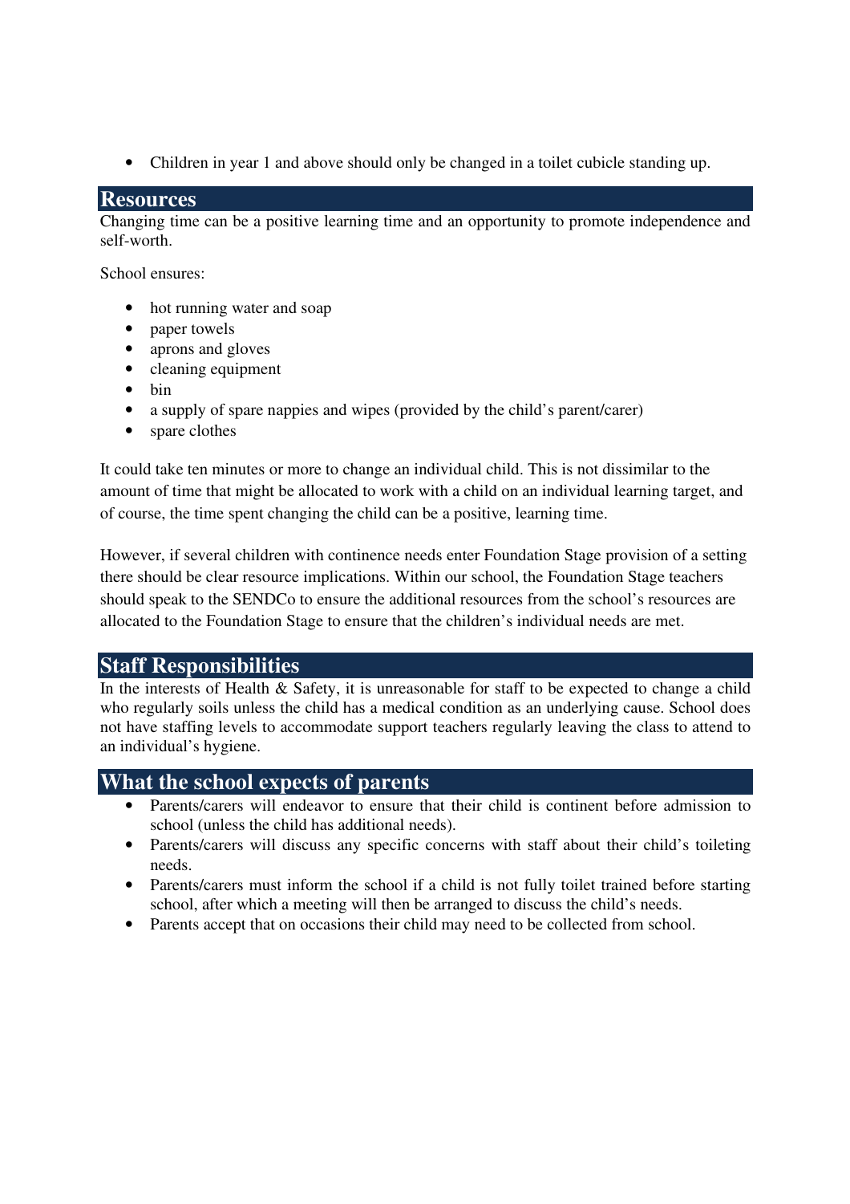- Children in year 1 and above should only be changed in a toilet cubicle standing up.

## Resources

Changing time can be a positive learning time and an opportunity to promote independence and self-worth.

School ensures:

- hot running water and soap
- paper towels
- aprons and gloves
- cleaning equipment
- bin
- a supply of spare nappies and wipes (provided by the child's parent/carer)
- spare clothes

It could take ten minutes or more to change an individual child. This is not dissimilar to the amount of time that might be allocated to work with a child on an individual learning target, and of course, the time spent changing the child can be a positive, learning time.

However, if several children with continence needs enter Foundation Stage provision of a setting there should be clear resource implications. Within our school, the Foundation Stage teachers should speak to the SENDCo to ensure the additional resources from the school's resources are allocated to the Foundation Stage to ensure that the children's individual needs are met.

## Staff Responsibilities

In the interests of Health & Safety, it is unreasonable for staff to be expected to change a child who regularly soils unless the child has a medical condition as an underlying cause. School does not have staffing levels to accommodate support teachers regularly leaving the class to attend to an individual's hygiene.

## What the school expects of parents

- Parents/carers will endeavor to ensure that their child is continent before admission to school (unless the child has additional needs).
- Parents/carers will discuss any specific concerns with staff about their child's toileting needs.
- Parents/carers must inform the school if a child is not fully toilet trained before starting school, after which a meeting will then be arranged to discuss the child's needs.
- Parents accept that on occasions their child may need to be collected from school.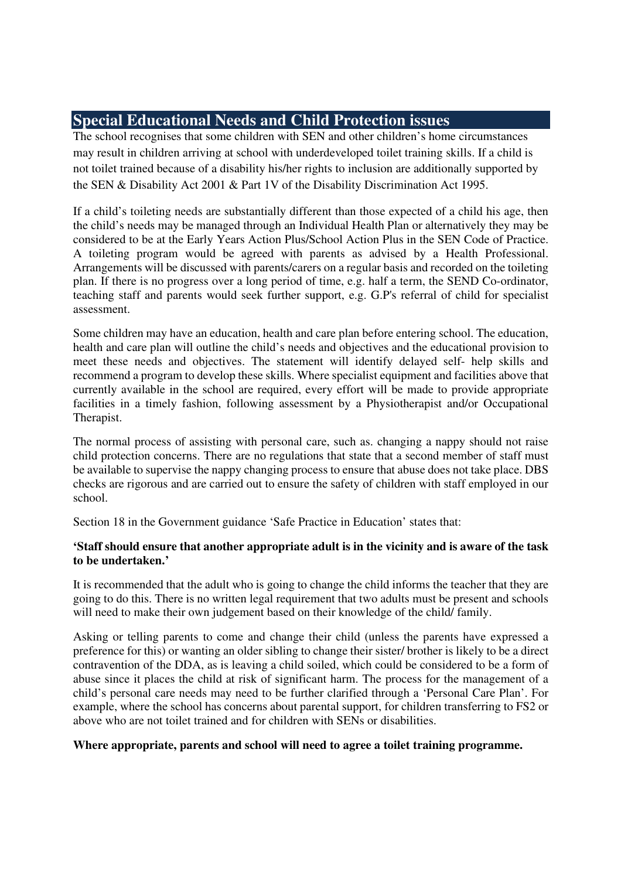## Special Educational Needs and Child Protection issues

The school recognises that some children with SEN and other children's home circumstances may result in children arriving at school with underdeveloped toilet training skills. If a child is not toilet trained because of a disability his/her rights to inclusion are additionally supported by the SEN & Disability Act 2001 & Part 1V of the Disability Discrimination Act 1995.

If a child's toileting needs are substantially different than those expected of a child his age, then the child's needs may be managed through an Individual Health Plan or alternatively they may be considered to be at the Early Years Action Plus/School Action Plus in the SEN Code of Practice. A toileting program would be agreed with parents as advised by a Health Professional. Arrangements will be discussed with parents/carers on a regular basis and recorded on the toileting plan. If there is no progress over a long period of time, e.g. half a term, the SEND Co-ordinator, teaching staff and parents would seek further support, e.g. G.P's referral of child for specialist assessment.

Some children may have an education, health and care plan before entering school. The education, health and care plan will outline the child's needs and objectives and the educational provision to meet these needs and objectives. The statement will identify delayed self- help skills and recommend a program to develop these skills. Where specialist equipment and facilities above that currently available in the school are required, every effort will be made to provide appropriate facilities in a timely fashion, following assessment by a Physiotherapist and/or Occupational Therapist.

The normal process of assisting with personal care, such as. changing a nappy should not raise child protection concerns. There are no regulations that state that a second member of staff must be available to supervise the nappy changing process to ensure that abuse does not take place. DBS checks are rigorous and are carried out to ensure the safety of children with staff employed in our school.

Section 18 in the Government guidance 'Safe Practice in Education' states that:

**'Staff should ensure that another appropriate adult is in the vicinity and is aware of the task to be undertaken.'**

It is recommended that the adult who is going to change the child informs the teacher that they are going to do this. There is no written legal requirement that two adults must be present and schools will need to make their own judgement based on their knowledge of the child/ family.

Asking or telling parents to come and change their child (unless the parents have expressed a preference for this) or wanting an older sibling to change their sister/ brother is likely to be a direct contravention of the DDA, as is leaving a child soiled, which could be considered to be a form of abuse since it places the child at risk of significant harm. The process for the management of a child's personal care needs may need to be further clarified through a 'Personal Care Plan'. For example, where the school has concerns about parental support, for children transferring to FS2 or above who are not toilet trained and for children with SENs or disabilities.

**Where appropriate, parents and school will need to agree a toilet training programme.**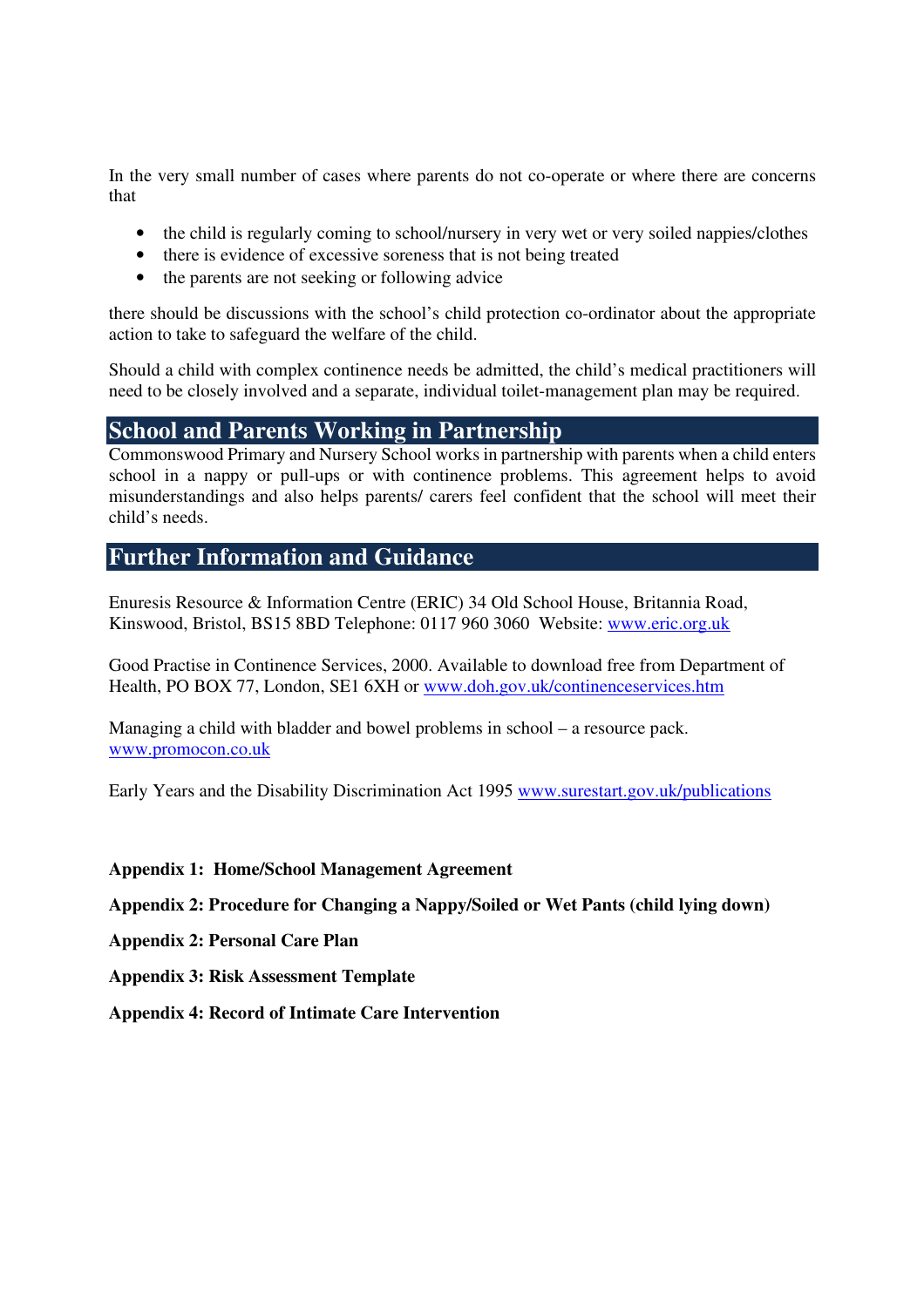In the very small number of cases where parents do not co-operate or where there are concerns that

- the child is regularly coming to school/nursery in very wet or very soiled nappies/clothes
- there is evidence of excessive soreness that is not being treated
- the parents are not seeking or following advice

there should be discussions with the school's child protection co-ordinator about the appropriate action to take to safeguard the welfare of the child.

Should a child with complex continence needs be admitted, the child's medical practitioners will need to be closely involved and a separate, individual toilet-management plan may be required.

## School and Parents Working in Partnership

Commonswood Primary and Nursery School works in partnership with parents when a child enters school in a nappy or pull-ups or with continence problems. This agreement helps to avoid misunderstandings and also helps parents/ carers feel confident that the school will meet their child's needs.

## Further Information and Guidance

Enuresis Resource & Information Centre (ERIC) 34 Old School House, Britannia Road, Kinswood, Bristol, BS15 8BD Telephone: 0117 960 3060 Website: www.eric.org.uk

Good Practise in Continence Services, 2000. Available to download free from Department of Health, PO BOX 77, London, SE1 6XH or www.doh.gov.uk/continenceservices.htm

Managing a child with bladder and bowel problems in school – a resource pack. www.promocon.co.uk

Early Years and the Disability Discrimination Act 1995 www.surestart.gov.uk/publications

**Appendix 1: Home/School Management Agreement**

**Appendix 2: Procedure for Changing a Nappy/Soiled or Wet Pants (child lying down)**

**Appendix 2: Personal Care Plan**

**Appendix 3: Risk Assessment Template**

**Appendix 4: Record of Intimate Care Intervention**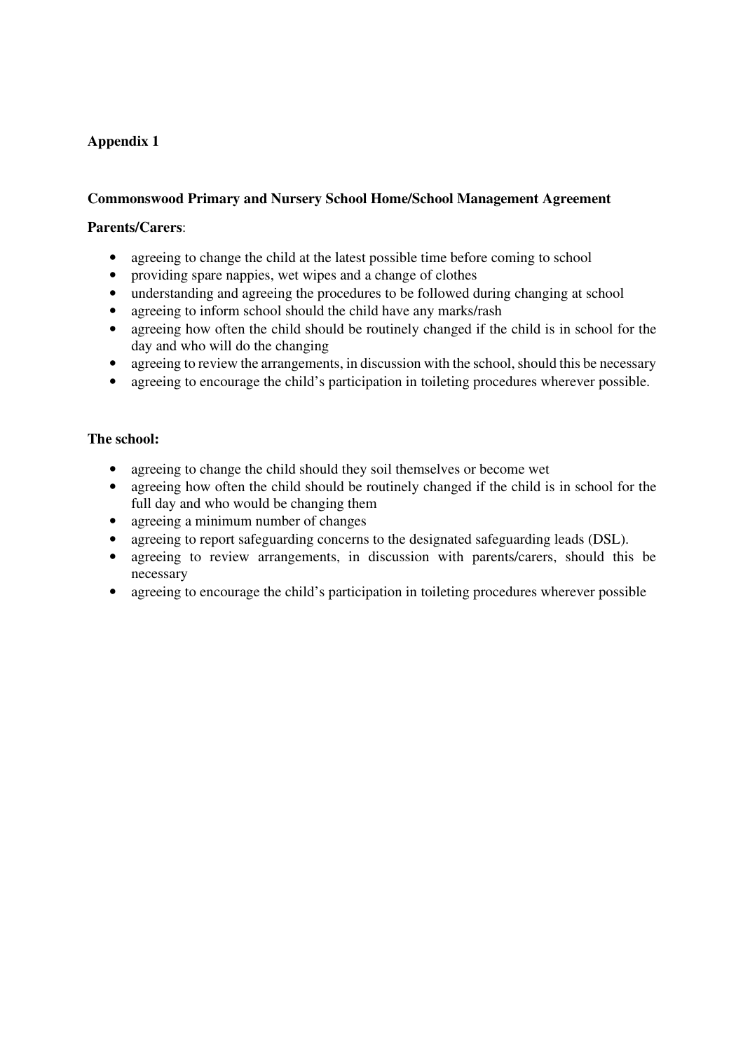**Appendix 1**

**Commonswood Primary and Nursery School Home/School Management Agreement**

**Parents/Carers**:

- agreeing to change the child at the latest possible time before coming to school
- providing spare nappies, wet wipes and a change of clothes
- understanding and agreeing the procedures to be followed during changing at school
- agreeing to inform school should the child have any marks/rash
- agreeing how often the child should be routinely changed if the child is in school for the day and who will do the changing
- agreeing to review the arrangements, in discussion with the school, should this be necessary
- agreeing to encourage the child's participation in toileting procedures wherever possible.

**The school:**

- agreeing to change the child should they soil themselves or become wet
- agreeing how often the child should be routinely changed if the child is in school for the full day and who would be changing them
- agreeing a minimum number of changes
- agreeing to report safeguarding concerns to the designated safeguarding leads (DSL).
- agreeing to review arrangements, in discussion with parents/carers, should this be necessary
- agreeing to encourage the child's participation in toileting procedures wherever possible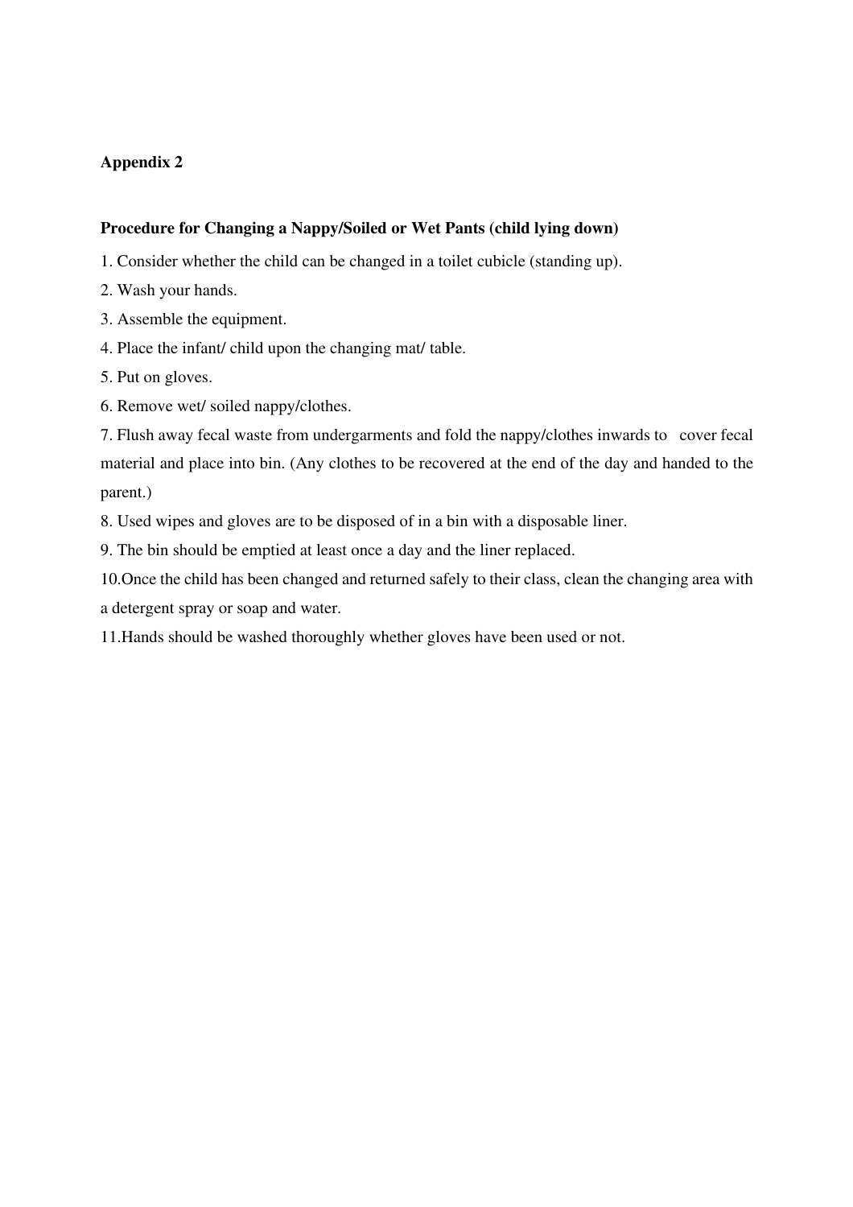**Appendix 2**

**Procedure for Changing a Nappy/Soiled or Wet Pants (child lying down)**

1. Consider whether the child can be changed in a toilet cubicle (standing up).
2. Wash your hands.
3. Assemble the equipment.
4. Place the infant/ child upon the changing mat/ table.
5. Put on gloves.
6. Remove wet/ soiled nappy/clothes.
7. Flush away fecal waste from undergarments and fold the nappy/clothes inwards to cover fecal material and place into bin. (Any clothes to be recovered at the end of the day and handed to the parent.)
8. Used wipes and gloves are to be disposed of in a bin with a disposable liner.
9. The bin should be emptied at least once a day and the liner replaced.
10. Once the child has been changed and returned safely to their class, clean the changing area with a detergent spray or soap and water.
11. Hands should be washed thoroughly whether gloves have been used or not.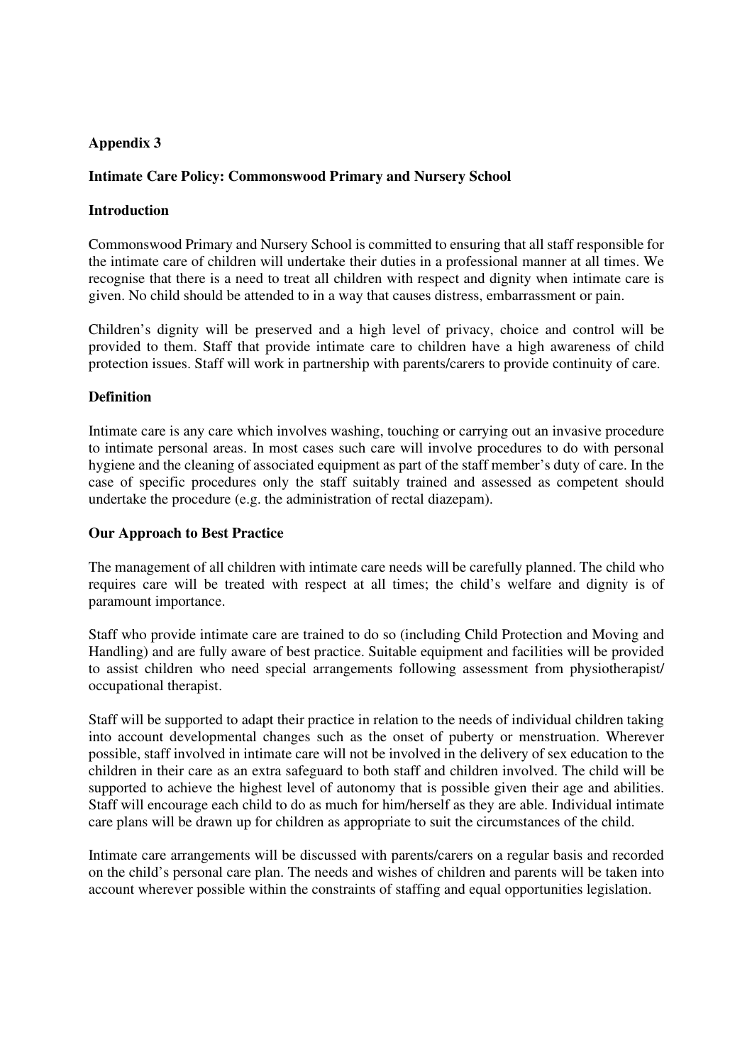## Appendix 3

### Intimate Care Policy: Commonswood Primary and Nursery School

### Introduction

Commonswood Primary and Nursery School is committed to ensuring that all staff responsible for the intimate care of children will undertake their duties in a professional manner at all times. We recognise that there is a need to treat all children with respect and dignity when intimate care is given. No child should be attended to in a way that causes distress, embarrassment or pain.

Children's dignity will be preserved and a high level of privacy, choice and control will be provided to them. Staff that provide intimate care to children have a high awareness of child protection issues. Staff will work in partnership with parents/carers to provide continuity of care.

### Definition

Intimate care is any care which involves washing, touching or carrying out an invasive procedure to intimate personal areas. In most cases such care will involve procedures to do with personal hygiene and the cleaning of associated equipment as part of the staff member's duty of care. In the case of specific procedures only the staff suitably trained and assessed as competent should undertake the procedure (e.g. the administration of rectal diazepam).

### Our Approach to Best Practice

The management of all children with intimate care needs will be carefully planned. The child who requires care will be treated with respect at all times; the child's welfare and dignity is of paramount importance.

Staff who provide intimate care are trained to do so (including Child Protection and Moving and Handling) and are fully aware of best practice. Suitable equipment and facilities will be provided to assist children who need special arrangements following assessment from physiotherapist/ occupational therapist.

Staff will be supported to adapt their practice in relation to the needs of individual children taking into account developmental changes such as the onset of puberty or menstruation. Wherever possible, staff involved in intimate care will not be involved in the delivery of sex education to the children in their care as an extra safeguard to both staff and children involved. The child will be supported to achieve the highest level of autonomy that is possible given their age and abilities. Staff will encourage each child to do as much for him/herself as they are able. Individual intimate care plans will be drawn up for children as appropriate to suit the circumstances of the child.

Intimate care arrangements will be discussed with parents/carers on a regular basis and recorded on the child's personal care plan. The needs and wishes of children and parents will be taken into account wherever possible within the constraints of staffing and equal opportunities legislation.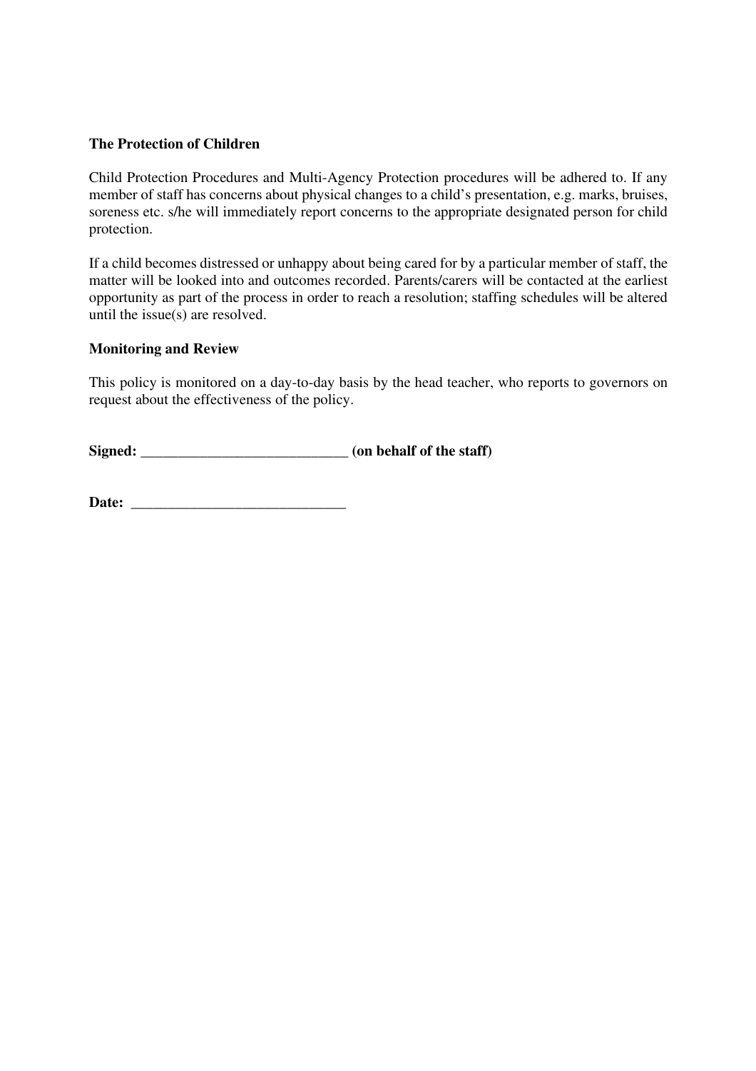**The Protection of Children**

Child Protection Procedures and Multi-Agency Protection procedures will be adhered to. If any member of staff has concerns about physical changes to a child's presentation, e.g. marks, bruises, soreness etc. s/he will immediately report concerns to the appropriate designated person for child protection.

If a child becomes distressed or unhappy about being cared for by a particular member of staff, the matter will be looked into and outcomes recorded. Parents/carers will be contacted at the earliest opportunity as part of the process in order to reach a resolution; staffing schedules will be altered until the issue(s) are resolved.

**Monitoring and Review**

This policy is monitored on a day-to-day basis by the head teacher, who reports to governors on request about the effectiveness of the policy.

**Signed: ____________________________ (on behalf of the staff)**

**Date: _____________________________**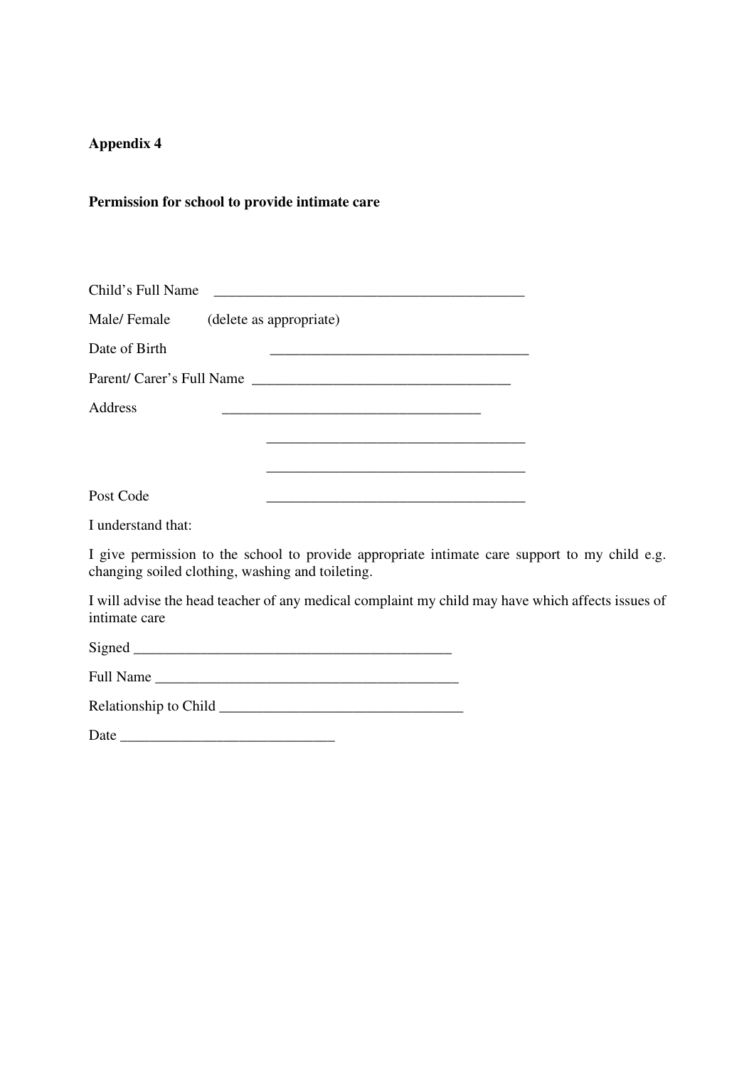**Appendix 4**

**Permission for school to provide intimate care**

Child's Full Name ___________________________________________

Male/ Female (delete as appropriate)

Date of Birth ___________________________________

Parent/ Carer's Full Name ___________________________________

Address ___________________________________

___________________________________

___________________________________

Post Code ___________________________________

I understand that:

I give permission to the school to provide appropriate intimate care support to my child e.g. changing soiled clothing, washing and toileting.

I will advise the head teacher of any medical complaint my child may have which affects issues of intimate care

Signed ___________________________________________

Full Name _________________________________________

Relationship to Child _________________________________

Date _____________________________